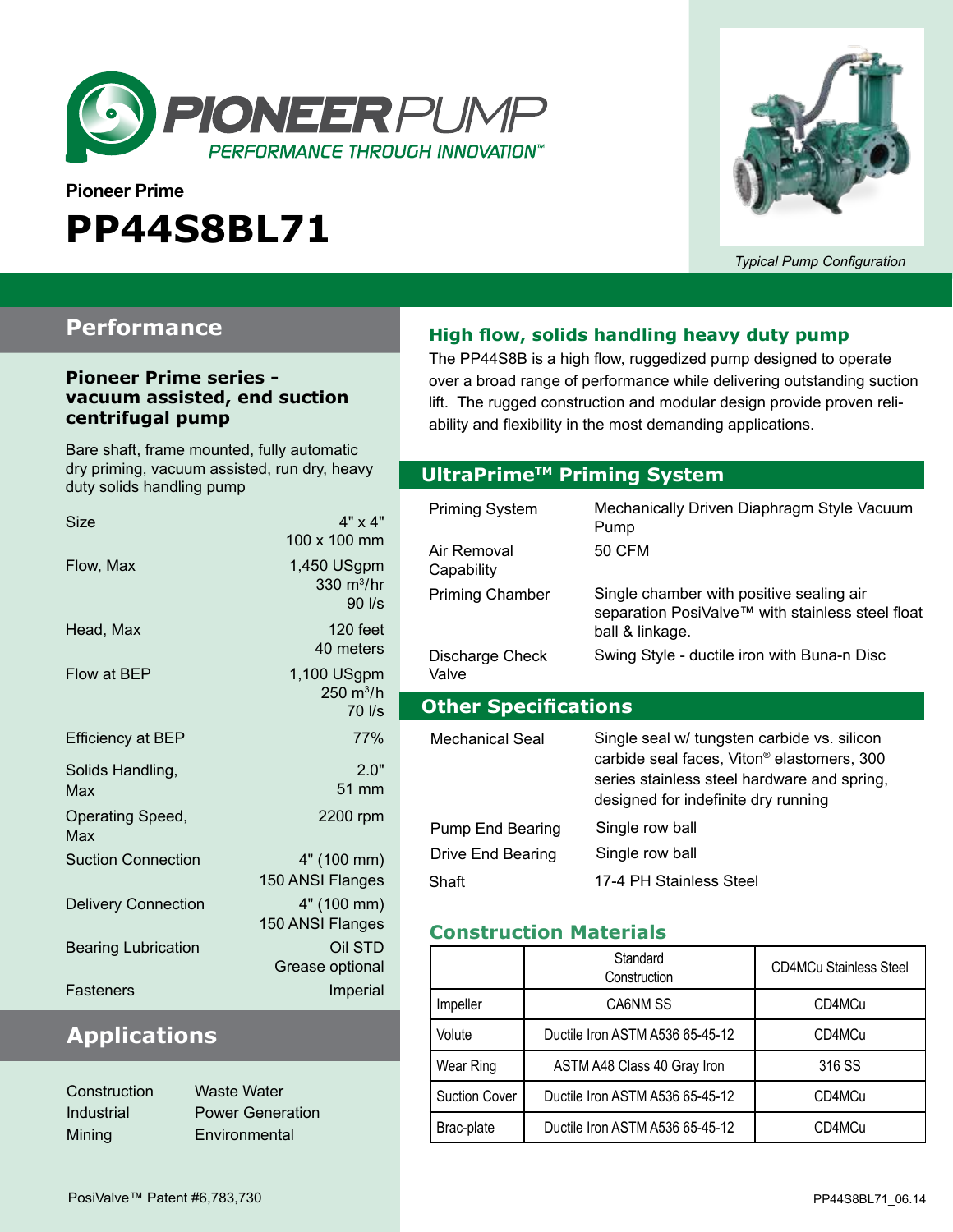PIONEER PUMP
PERFORMANCE THROUGH INNOVATION™

Pioneer Prime

# PP44S8BL71

*Typical Pump Configuration*

## Performance

### Pioneer Prime series - vacuum assisted, end suction centrifugal pump

Bare shaft, frame mounted, fully automatic dry priming, vacuum assisted, run dry, heavy duty solids handling pump

| | |
|---|---|
| Size | 4" x 4"<br>100 x 100 mm |
| Flow, Max | 1,450 USgpm<br>330 m³/hr<br>90 l/s |
| Head, Max | 120 feet<br>40 meters |
| Flow at BEP | 1,100 USgpm<br>250 m³/h<br>70 l/s |
| Efficiency at BEP | 77% |
| Solids Handling, Max | 2.0"<br>51 mm |
| Operating Speed, Max | 2200 rpm |
| Suction Connection | 4" (100 mm)<br>150 ANSI Flanges |
| Delivery Connection | 4" (100 mm)<br>150 ANSI Flanges |
| Bearing Lubrication | Oil STD<br>Grease optional |
| Fasteners | Imperial |

## Applications

- Construction
- Industrial
- Mining
- Waste Water
- Power Generation
- Environmental

## High flow, solids handling heavy duty pump

The PP44S8B is a high flow, ruggedized pump designed to operate over a broad range of performance while delivering outstanding suction lift. The rugged construction and modular design provide proven reliability and flexibility in the most demanding applications.

## UltraPrime™ Priming System

| | |
|---|---|
| Priming System | Mechanically Driven Diaphragm Style Vacuum Pump |
| Air Removal Capability | 50 CFM |
| Priming Chamber | Single chamber with positive sealing air separation PosiValve™ with stainless steel float ball & linkage. |
| Discharge Check Valve | Swing Style - ductile iron with Buna-n Disc |

## Other Specifications

| | |
|---|---|
| Mechanical Seal | Single seal w/ tungsten carbide vs. silicon carbide seal faces, Viton® elastomers, 300 series stainless steel hardware and spring, designed for indefinite dry running |
| Pump End Bearing | Single row ball |
| Drive End Bearing | Single row ball |
| Shaft | 17-4 PH Stainless Steel |

## Construction Materials

| | Standard Construction | CD4MCu Stainless Steel |
|---|---|---|
| Impeller | CA6NM SS | CD4MCu |
| Volute | Ductile Iron ASTM A536 65-45-12 | CD4MCu |
| Wear Ring | ASTM A48 Class 40 Gray Iron | 316 SS |
| Suction Cover | Ductile Iron ASTM A536 65-45-12 | CD4MCu |
| Brac-plate | Ductile Iron ASTM A536 65-45-12 | CD4MCu |

PosiValve™ Patent #6,783,730

PP44S8BL71_06.14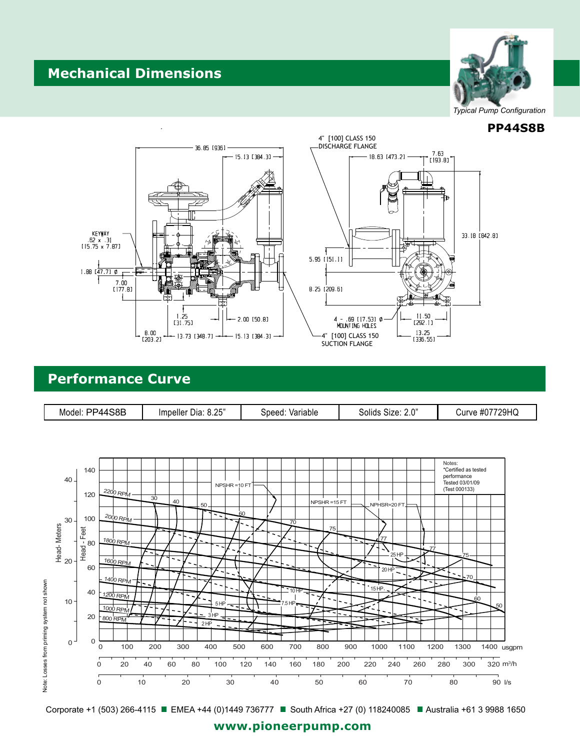## Mechanical Dimensions

Typical Pump Configuration

**PP44S8B**

36.85 [936]
15.13 [384.3]
4" [100] CLASS 150
DISCHARGE FLANGE
18.63 [473.2]
7.63
[193.8]
KEYWAY
.62 x .31
[15.75 x 7.87]
1.88 [47.7] Ø
7.00
[177.8]
5.95 [151.1]
8.25 [209.6]
33.18 [842.8]
1.25
[31.75]
2.00 [50.8]
8.00
[203.2]
13.73 [348.7]
15.13 [384.3]
4 - .69 [17.53] Ø
MOUNTING HOLES
4" [100] CLASS 150
SUCTION FLANGE
11.50
[292.1]
13.25
[336.55]

## Performance Curve

| Model: PP44S8B | Impeller Dia: 8.25" | Speed: Variable | Solids Size: 2.0" | Curve #07729HQ |
|---|---|---|---|---|

Notes:
*Certified as tested performance
Tested 03/01/09
(Test 000133)

2200 RPM
2000 RPM
1800 RPM
1600 RPM
1400 RPM
1200 RPM
1000 RPM
800 RPM

NPSHR =10 FT
NPSHR =15 FT
NPHSR=20 FT

30
40
50
60
70
75
77
77
75
70
60
50

25 HP
20 HP
15 HP
10 HP
7.5 HP
5 HP
3 HP
2 HP

Head- Meters: 0, 10, 20, 30, 40
Head - Feet: 0, 20, 40, 60, 80, 100, 120, 140

usgpm: 0, 100, 200, 300, 400, 500, 600, 700, 800, 900, 1000, 1100, 1200, 1300, 1400
m³/h: 0, 20, 40, 60, 80, 100, 120, 140, 160, 180, 200, 220, 240, 260, 280, 300, 320
l/s: 0, 10, 20, 30, 40, 50, 60, 70, 80, 90

Note: Losses from priming system not shown

Corporate +1 (503) 266-4115 ■ EMEA +44 (0)1449 736777 ■ South Africa +27 (0) 118240085 ■ Australia +61 3 9988 1650

**www.pioneerpump.com**